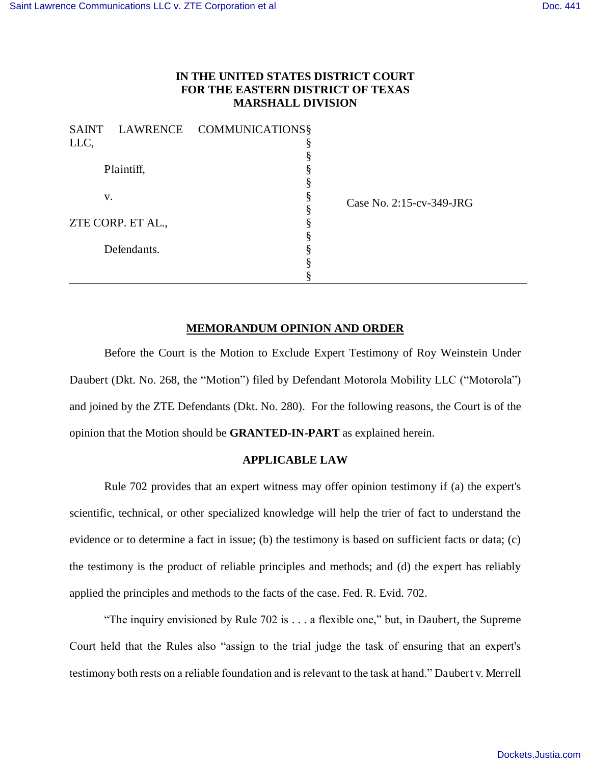**IN THE UNITED STATES DISTRICT COURT**
**FOR THE EASTERN DISTRICT OF TEXAS**
**MARSHALL DIVISION**

| | | |
|---|---|---|
| SAINT LAWRENCE COMMUNICATIONS LLC, | § | |
| | § | |
| Plaintiff, | § | |
| | § | |
| v. | § | Case No. 2:15-cv-349-JRG |
| | § | |
| ZTE CORP. ET AL., | § | |
| | § | |
| Defendants. | § | |
| | § | |
| | § | |

## MEMORANDUM OPINION AND ORDER

Before the Court is the Motion to Exclude Expert Testimony of Roy Weinstein Under Daubert (Dkt. No. 268, the "Motion") filed by Defendant Motorola Mobility LLC ("Motorola") and joined by the ZTE Defendants (Dkt. No. 280). For the following reasons, the Court is of the opinion that the Motion should be **GRANTED-IN-PART** as explained herein.

## APPLICABLE LAW

Rule 702 provides that an expert witness may offer opinion testimony if (a) the expert's scientific, technical, or other specialized knowledge will help the trier of fact to understand the evidence or to determine a fact in issue; (b) the testimony is based on sufficient facts or data; (c) the testimony is the product of reliable principles and methods; and (d) the expert has reliably applied the principles and methods to the facts of the case. Fed. R. Evid. 702.

"The inquiry envisioned by Rule 702 is . . . a flexible one," but, in Daubert, the Supreme Court held that the Rules also "assign to the trial judge the task of ensuring that an expert's testimony both rests on a reliable foundation and is relevant to the task at hand." Daubert v. Merrell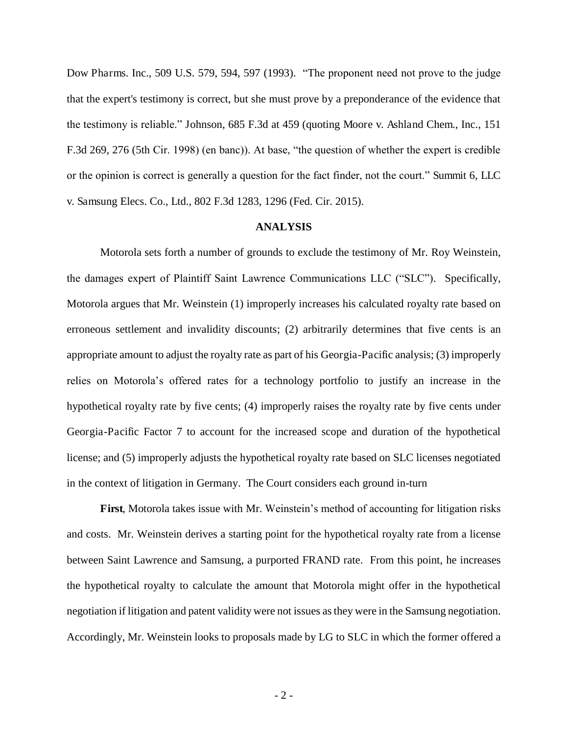Dow Pharms. Inc., 509 U.S. 579, 594, 597 (1993). "The proponent need not prove to the judge that the expert's testimony is correct, but she must prove by a preponderance of the evidence that the testimony is reliable." Johnson, 685 F.3d at 459 (quoting Moore v. Ashland Chem., Inc., 151 F.3d 269, 276 (5th Cir. 1998) (en banc)). At base, "the question of whether the expert is credible or the opinion is correct is generally a question for the fact finder, not the court." Summit 6, LLC v. Samsung Elecs. Co., Ltd., 802 F.3d 1283, 1296 (Fed. Cir. 2015).

## ANALYSIS

Motorola sets forth a number of grounds to exclude the testimony of Mr. Roy Weinstein, the damages expert of Plaintiff Saint Lawrence Communications LLC ("SLC"). Specifically, Motorola argues that Mr. Weinstein (1) improperly increases his calculated royalty rate based on erroneous settlement and invalidity discounts; (2) arbitrarily determines that five cents is an appropriate amount to adjust the royalty rate as part of his Georgia-Pacific analysis; (3) improperly relies on Motorola's offered rates for a technology portfolio to justify an increase in the hypothetical royalty rate by five cents; (4) improperly raises the royalty rate by five cents under Georgia-Pacific Factor 7 to account for the increased scope and duration of the hypothetical license; and (5) improperly adjusts the hypothetical royalty rate based on SLC licenses negotiated in the context of litigation in Germany. The Court considers each ground in-turn

**First**, Motorola takes issue with Mr. Weinstein's method of accounting for litigation risks and costs. Mr. Weinstein derives a starting point for the hypothetical royalty rate from a license between Saint Lawrence and Samsung, a purported FRAND rate. From this point, he increases the hypothetical royalty to calculate the amount that Motorola might offer in the hypothetical negotiation if litigation and patent validity were not issues as they were in the Samsung negotiation. Accordingly, Mr. Weinstein looks to proposals made by LG to SLC in which the former offered a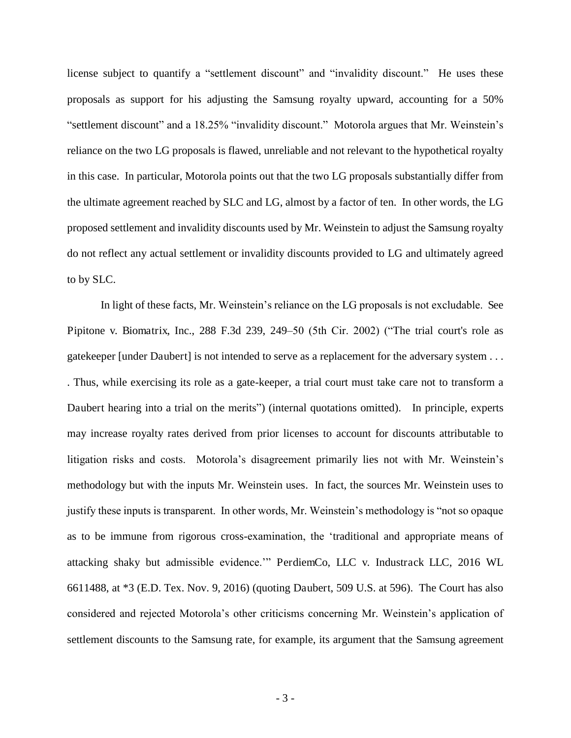license subject to quantify a "settlement discount" and "invalidity discount." He uses these proposals as support for his adjusting the Samsung royalty upward, accounting for a 50% "settlement discount" and a 18.25% "invalidity discount." Motorola argues that Mr. Weinstein's reliance on the two LG proposals is flawed, unreliable and not relevant to the hypothetical royalty in this case. In particular, Motorola points out that the two LG proposals substantially differ from the ultimate agreement reached by SLC and LG, almost by a factor of ten. In other words, the LG proposed settlement and invalidity discounts used by Mr. Weinstein to adjust the Samsung royalty do not reflect any actual settlement or invalidity discounts provided to LG and ultimately agreed to by SLC.

In light of these facts, Mr. Weinstein's reliance on the LG proposals is not excludable. See Pipitone v. Biomatrix, Inc., 288 F.3d 239, 249–50 (5th Cir. 2002) ("The trial court's role as gatekeeper [under Daubert] is not intended to serve as a replacement for the adversary system . . . . Thus, while exercising its role as a gate-keeper, a trial court must take care not to transform a Daubert hearing into a trial on the merits") (internal quotations omitted). In principle, experts may increase royalty rates derived from prior licenses to account for discounts attributable to litigation risks and costs. Motorola's disagreement primarily lies not with Mr. Weinstein's methodology but with the inputs Mr. Weinstein uses. In fact, the sources Mr. Weinstein uses to justify these inputs is transparent. In other words, Mr. Weinstein's methodology is "not so opaque as to be immune from rigorous cross-examination, the 'traditional and appropriate means of attacking shaky but admissible evidence.'" PerdiemCo, LLC v. Industrack LLC, 2016 WL 6611488, at *3 (E.D. Tex. Nov. 9, 2016) (quoting Daubert, 509 U.S. at 596). The Court has also considered and rejected Motorola's other criticisms concerning Mr. Weinstein's application of settlement discounts to the Samsung rate, for example, its argument that the Samsung agreement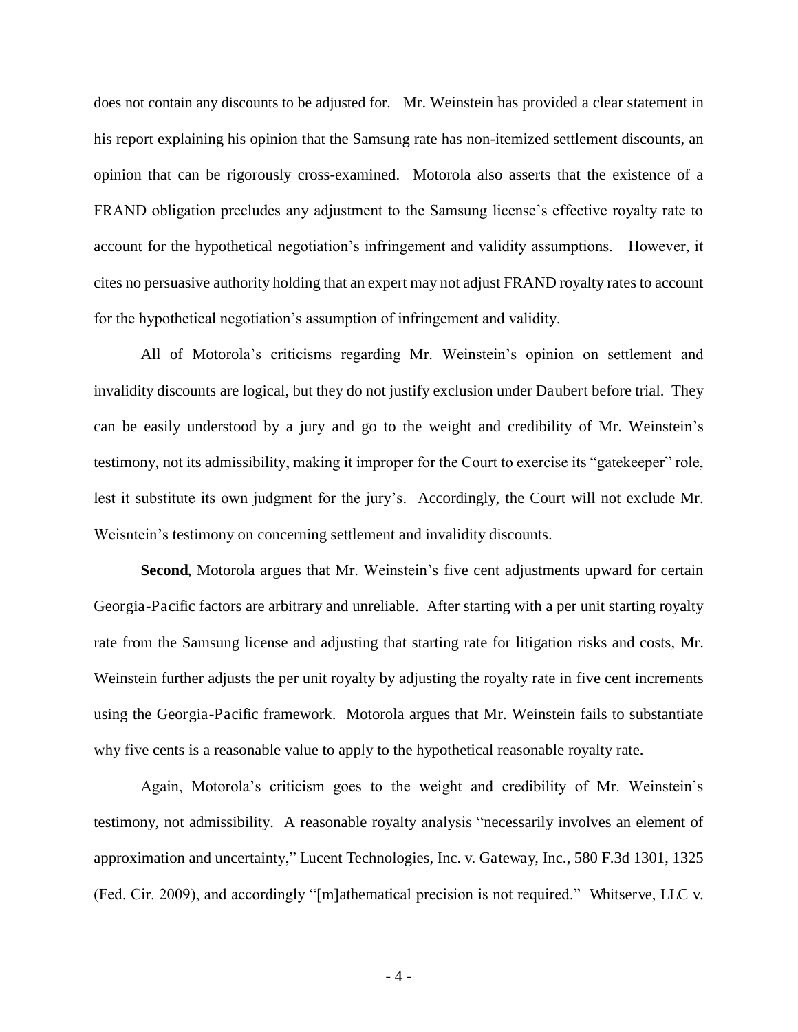does not contain any discounts to be adjusted for. Mr. Weinstein has provided a clear statement in his report explaining his opinion that the Samsung rate has non-itemized settlement discounts, an opinion that can be rigorously cross-examined. Motorola also asserts that the existence of a FRAND obligation precludes any adjustment to the Samsung license's effective royalty rate to account for the hypothetical negotiation's infringement and validity assumptions. However, it cites no persuasive authority holding that an expert may not adjust FRAND royalty rates to account for the hypothetical negotiation's assumption of infringement and validity.

All of Motorola's criticisms regarding Mr. Weinstein's opinion on settlement and invalidity discounts are logical, but they do not justify exclusion under Daubert before trial. They can be easily understood by a jury and go to the weight and credibility of Mr. Weinstein's testimony, not its admissibility, making it improper for the Court to exercise its "gatekeeper" role, lest it substitute its own judgment for the jury's. Accordingly, the Court will not exclude Mr. Weisntein's testimony on concerning settlement and invalidity discounts.

**Second**, Motorola argues that Mr. Weinstein's five cent adjustments upward for certain Georgia-Pacific factors are arbitrary and unreliable. After starting with a per unit starting royalty rate from the Samsung license and adjusting that starting rate for litigation risks and costs, Mr. Weinstein further adjusts the per unit royalty by adjusting the royalty rate in five cent increments using the Georgia-Pacific framework. Motorola argues that Mr. Weinstein fails to substantiate why five cents is a reasonable value to apply to the hypothetical reasonable royalty rate.

Again, Motorola's criticism goes to the weight and credibility of Mr. Weinstein's testimony, not admissibility. A reasonable royalty analysis "necessarily involves an element of approximation and uncertainty," Lucent Technologies, Inc. v. Gateway, Inc., 580 F.3d 1301, 1325 (Fed. Cir. 2009), and accordingly "[m]athematical precision is not required." Whitserve, LLC v.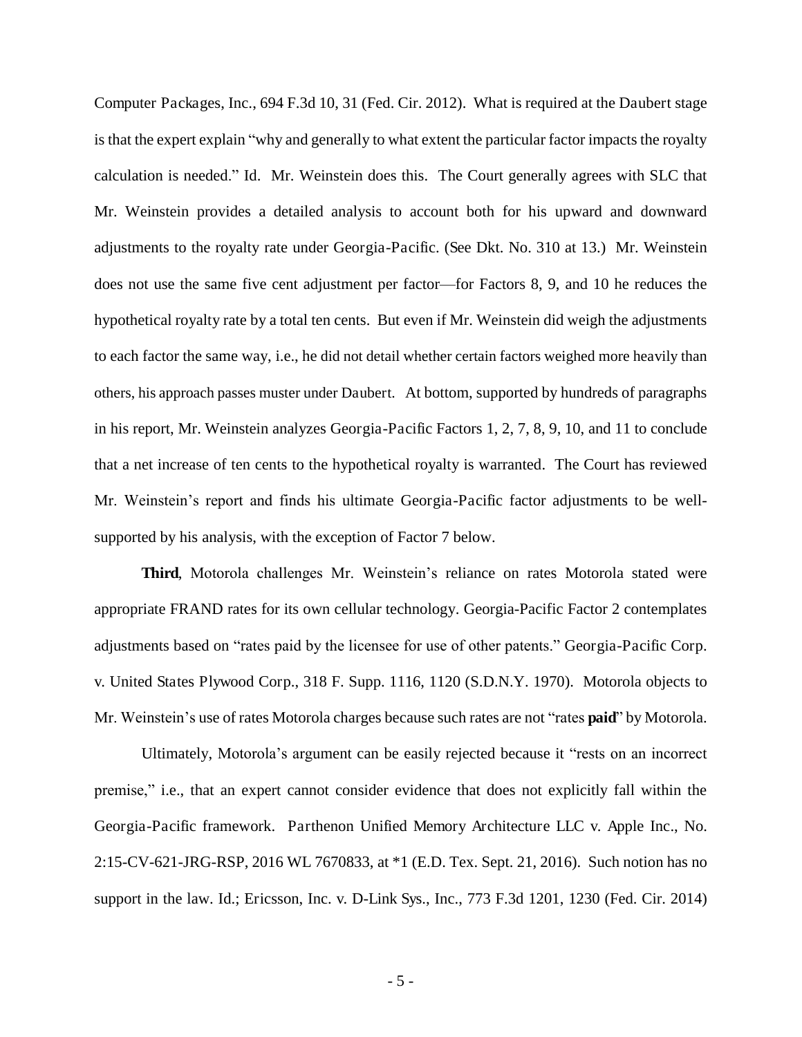Computer Packages, Inc., 694 F.3d 10, 31 (Fed. Cir. 2012). What is required at the Daubert stage is that the expert explain "why and generally to what extent the particular factor impacts the royalty calculation is needed." Id. Mr. Weinstein does this. The Court generally agrees with SLC that Mr. Weinstein provides a detailed analysis to account both for his upward and downward adjustments to the royalty rate under Georgia-Pacific. (See Dkt. No. 310 at 13.) Mr. Weinstein does not use the same five cent adjustment per factor—for Factors 8, 9, and 10 he reduces the hypothetical royalty rate by a total ten cents. But even if Mr. Weinstein did weigh the adjustments to each factor the same way, i.e., he did not detail whether certain factors weighed more heavily than others, his approach passes muster under Daubert. At bottom, supported by hundreds of paragraphs in his report, Mr. Weinstein analyzes Georgia-Pacific Factors 1, 2, 7, 8, 9, 10, and 11 to conclude that a net increase of ten cents to the hypothetical royalty is warranted. The Court has reviewed Mr. Weinstein's report and finds his ultimate Georgia-Pacific factor adjustments to be well-supported by his analysis, with the exception of Factor 7 below.

**Third**, Motorola challenges Mr. Weinstein's reliance on rates Motorola stated were appropriate FRAND rates for its own cellular technology. Georgia-Pacific Factor 2 contemplates adjustments based on "rates paid by the licensee for use of other patents." Georgia-Pacific Corp. v. United States Plywood Corp., 318 F. Supp. 1116, 1120 (S.D.N.Y. 1970). Motorola objects to Mr. Weinstein's use of rates Motorola charges because such rates are not "rates **paid**" by Motorola.

Ultimately, Motorola's argument can be easily rejected because it "rests on an incorrect premise," i.e., that an expert cannot consider evidence that does not explicitly fall within the Georgia-Pacific framework. Parthenon Unified Memory Architecture LLC v. Apple Inc., No. 2:15-CV-621-JRG-RSP, 2016 WL 7670833, at *1 (E.D. Tex. Sept. 21, 2016). Such notion has no support in the law. Id.; Ericsson, Inc. v. D-Link Sys., Inc., 773 F.3d 1201, 1230 (Fed. Cir. 2014)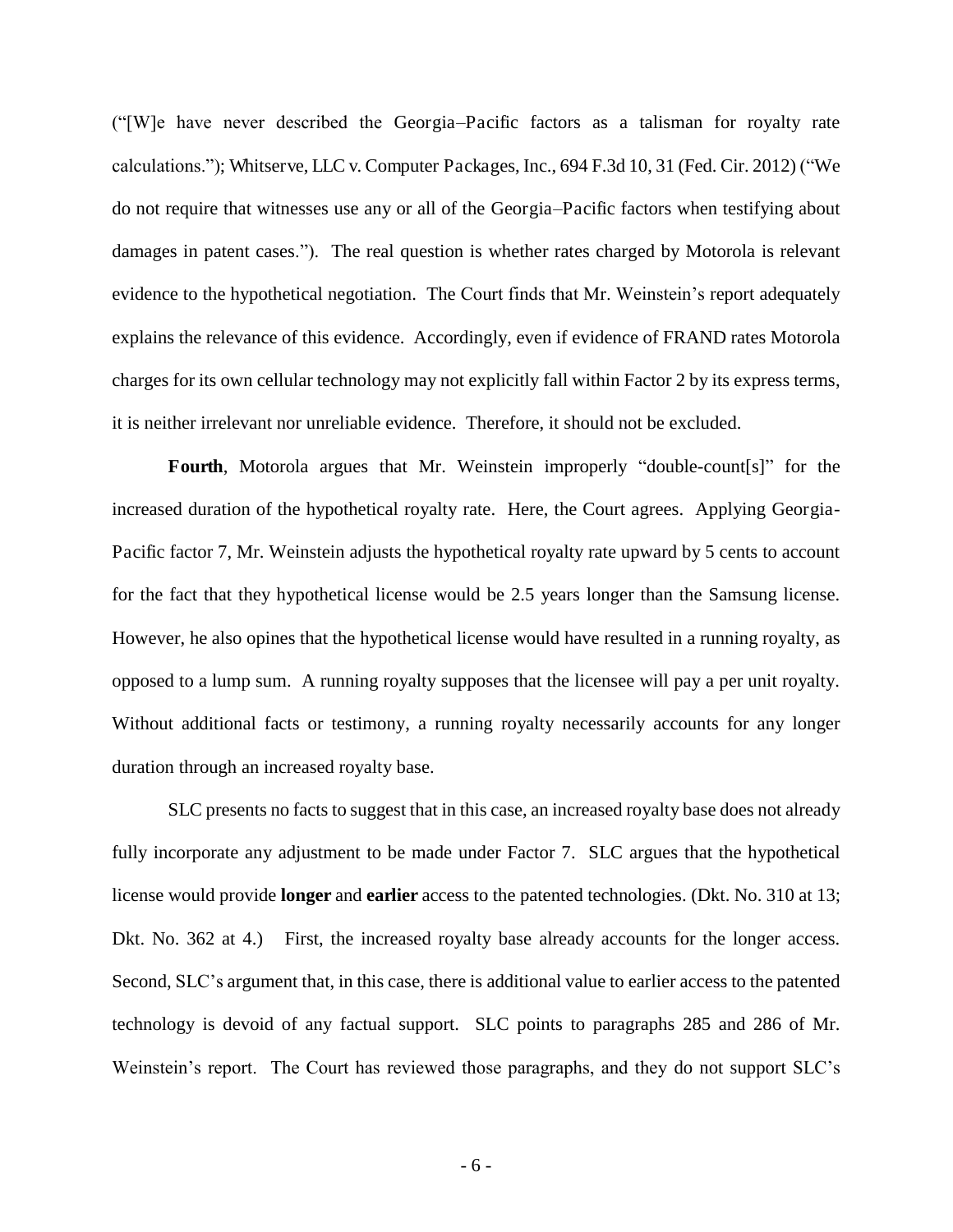("[W]e have never described the Georgia–Pacific factors as a talisman for royalty rate calculations."); Whitserve, LLC v. Computer Packages, Inc., 694 F.3d 10, 31 (Fed. Cir. 2012) ("We do not require that witnesses use any or all of the Georgia–Pacific factors when testifying about damages in patent cases."). The real question is whether rates charged by Motorola is relevant evidence to the hypothetical negotiation. The Court finds that Mr. Weinstein's report adequately explains the relevance of this evidence. Accordingly, even if evidence of FRAND rates Motorola charges for its own cellular technology may not explicitly fall within Factor 2 by its express terms, it is neither irrelevant nor unreliable evidence. Therefore, it should not be excluded.

**Fourth**, Motorola argues that Mr. Weinstein improperly "double-count[s]" for the increased duration of the hypothetical royalty rate. Here, the Court agrees. Applying Georgia-Pacific factor 7, Mr. Weinstein adjusts the hypothetical royalty rate upward by 5 cents to account for the fact that they hypothetical license would be 2.5 years longer than the Samsung license. However, he also opines that the hypothetical license would have resulted in a running royalty, as opposed to a lump sum. A running royalty supposes that the licensee will pay a per unit royalty. Without additional facts or testimony, a running royalty necessarily accounts for any longer duration through an increased royalty base.

SLC presents no facts to suggest that in this case, an increased royalty base does not already fully incorporate any adjustment to be made under Factor 7. SLC argues that the hypothetical license would provide **longer** and **earlier** access to the patented technologies. (Dkt. No. 310 at 13; Dkt. No. 362 at 4.) First, the increased royalty base already accounts for the longer access. Second, SLC's argument that, in this case, there is additional value to earlier access to the patented technology is devoid of any factual support. SLC points to paragraphs 285 and 286 of Mr. Weinstein's report. The Court has reviewed those paragraphs, and they do not support SLC's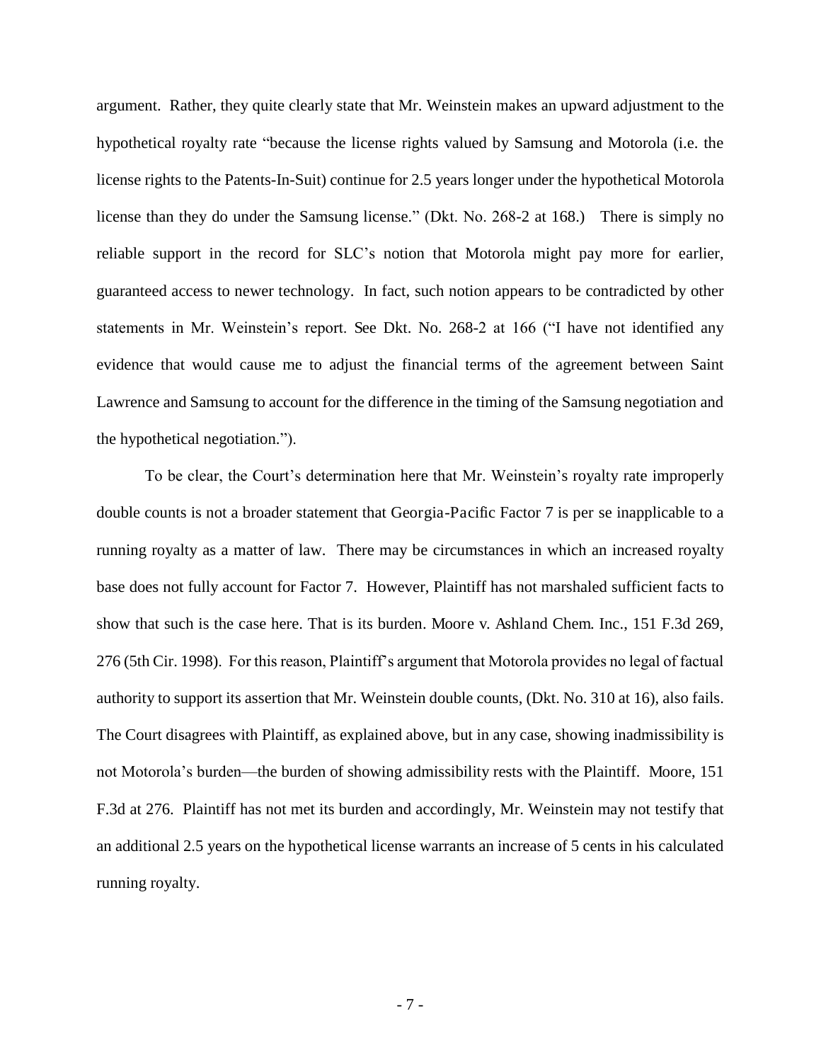argument. Rather, they quite clearly state that Mr. Weinstein makes an upward adjustment to the hypothetical royalty rate "because the license rights valued by Samsung and Motorola (i.e. the license rights to the Patents-In-Suit) continue for 2.5 years longer under the hypothetical Motorola license than they do under the Samsung license." (Dkt. No. 268-2 at 168.) There is simply no reliable support in the record for SLC's notion that Motorola might pay more for earlier, guaranteed access to newer technology. In fact, such notion appears to be contradicted by other statements in Mr. Weinstein's report. See Dkt. No. 268-2 at 166 ("I have not identified any evidence that would cause me to adjust the financial terms of the agreement between Saint Lawrence and Samsung to account for the difference in the timing of the Samsung negotiation and the hypothetical negotiation.").

To be clear, the Court's determination here that Mr. Weinstein's royalty rate improperly double counts is not a broader statement that Georgia-Pacific Factor 7 is per se inapplicable to a running royalty as a matter of law. There may be circumstances in which an increased royalty base does not fully account for Factor 7. However, Plaintiff has not marshaled sufficient facts to show that such is the case here. That is its burden. Moore v. Ashland Chem. Inc., 151 F.3d 269, 276 (5th Cir. 1998). For this reason, Plaintiff's argument that Motorola provides no legal of factual authority to support its assertion that Mr. Weinstein double counts, (Dkt. No. 310 at 16), also fails. The Court disagrees with Plaintiff, as explained above, but in any case, showing inadmissibility is not Motorola's burden—the burden of showing admissibility rests with the Plaintiff. Moore, 151 F.3d at 276. Plaintiff has not met its burden and accordingly, Mr. Weinstein may not testify that an additional 2.5 years on the hypothetical license warrants an increase of 5 cents in his calculated running royalty.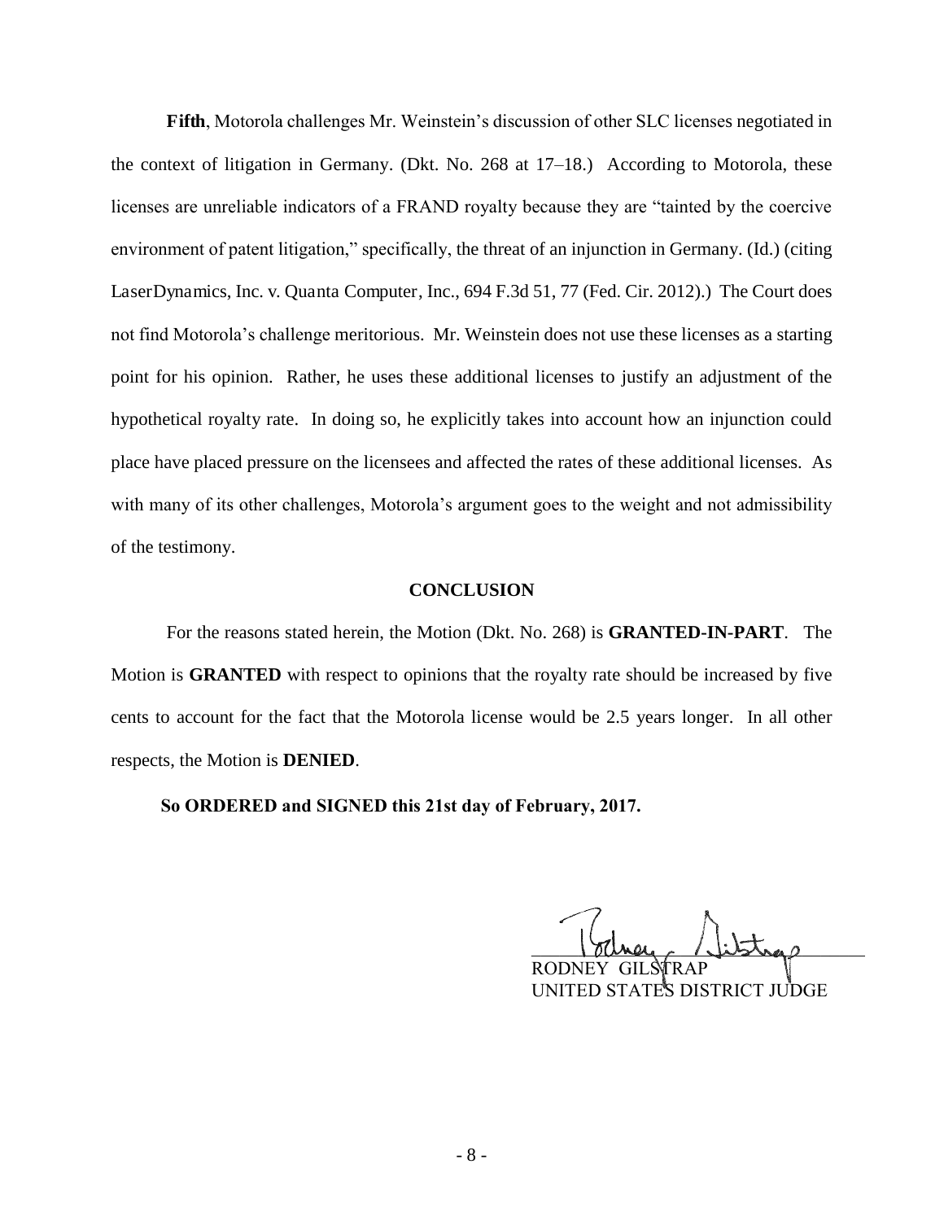**Fifth**, Motorola challenges Mr. Weinstein's discussion of other SLC licenses negotiated in the context of litigation in Germany. (Dkt. No. 268 at 17–18.) According to Motorola, these licenses are unreliable indicators of a FRAND royalty because they are "tainted by the coercive environment of patent litigation," specifically, the threat of an injunction in Germany. (Id.) (citing LaserDynamics, Inc. v. Quanta Computer, Inc., 694 F.3d 51, 77 (Fed. Cir. 2012).) The Court does not find Motorola's challenge meritorious. Mr. Weinstein does not use these licenses as a starting point for his opinion. Rather, he uses these additional licenses to justify an adjustment of the hypothetical royalty rate. In doing so, he explicitly takes into account how an injunction could place have placed pressure on the licensees and affected the rates of these additional licenses. As with many of its other challenges, Motorola's argument goes to the weight and not admissibility of the testimony.

## CONCLUSION

For the reasons stated herein, the Motion (Dkt. No. 268) is **GRANTED-IN-PART**. The Motion is **GRANTED** with respect to opinions that the royalty rate should be increased by five cents to account for the fact that the Motorola license would be 2.5 years longer. In all other respects, the Motion is **DENIED**.

**So ORDERED and SIGNED this 21st day of February, 2017.**

RODNEY GILSTRAP
UNITED STATES DISTRICT JUDGE